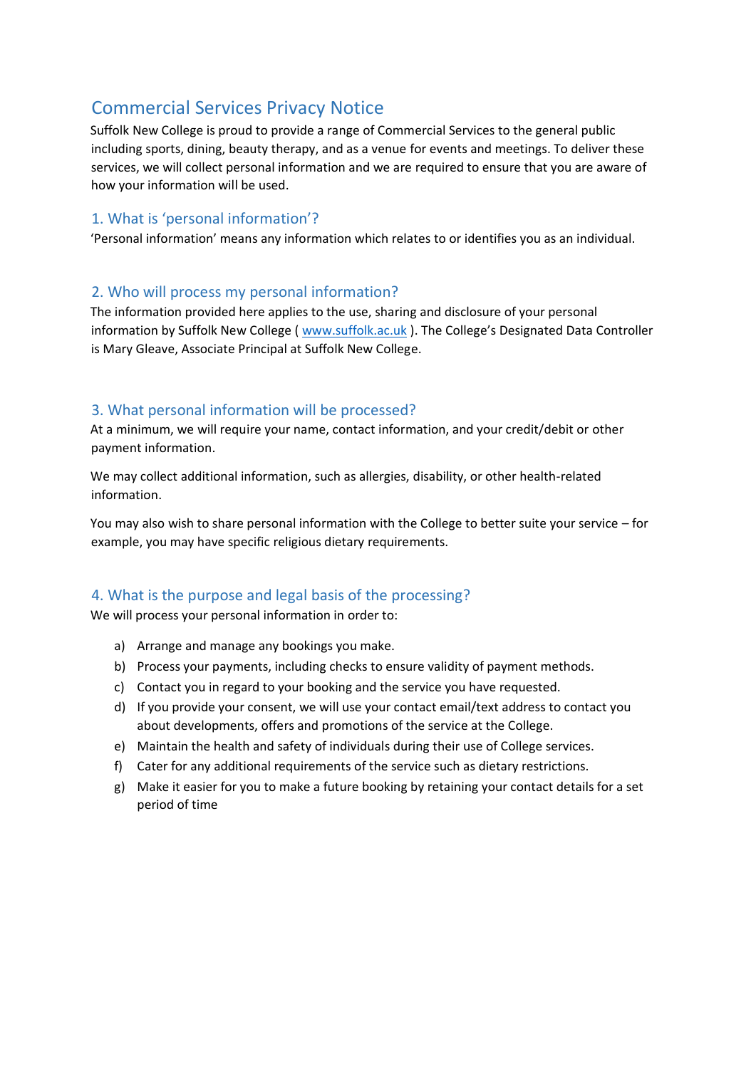# Commercial Services Privacy Notice

Suffolk New College is proud to provide a range of Commercial Services to the general public including sports, dining, beauty therapy, and as a venue for events and meetings. To deliver these services, we will collect personal information and we are required to ensure that you are aware of how your information will be used.

## 1. What is 'personal information'?

'Personal information' means any information which relates to or identifies you as an individual.

## 2. Who will process my personal information?

The information provided here applies to the use, sharing and disclosure of your personal information by Suffolk New College ( www.suffolk.ac.uk ). The College's Designated Data Controller is Mary Gleave, Associate Principal at Suffolk New College.

## 3. What personal information will be processed?

At a minimum, we will require your name, contact information, and your credit/debit or other payment information.

We may collect additional information, such as allergies, disability, or other health-related information.

You may also wish to share personal information with the College to better suite your service – for example, you may have specific religious dietary requirements.

## 4. What is the purpose and legal basis of the processing?

We will process your personal information in order to:

a) Arrange and manage any bookings you make.
b) Process your payments, including checks to ensure validity of payment methods.
c) Contact you in regard to your booking and the service you have requested.
d) If you provide your consent, we will use your contact email/text address to contact you about developments, offers and promotions of the service at the College.
e) Maintain the health and safety of individuals during their use of College services.
f) Cater for any additional requirements of the service such as dietary restrictions.
g) Make it easier for you to make a future booking by retaining your contact details for a set period of time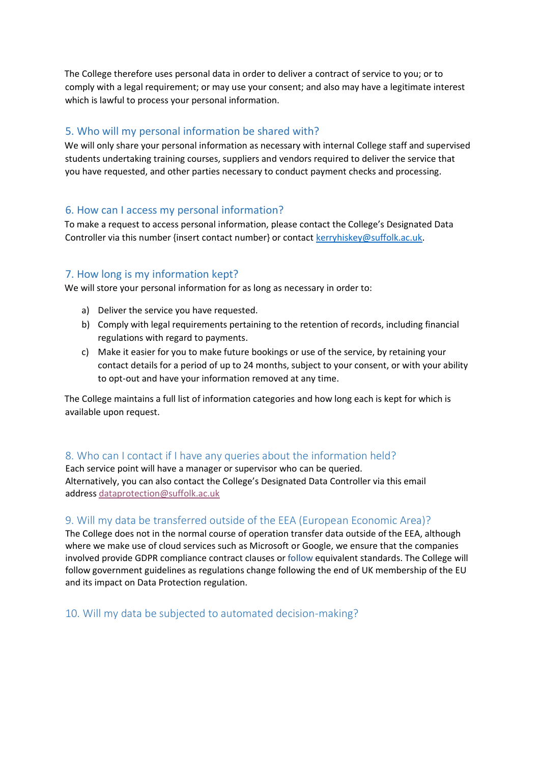The College therefore uses personal data in order to deliver a contract of service to you; or to comply with a legal requirement; or may use your consent; and also may have a legitimate interest which is lawful to process your personal information.

## 5. Who will my personal information be shared with?

We will only share your personal information as necessary with internal College staff and supervised students undertaking training courses, suppliers and vendors required to deliver the service that you have requested, and other parties necessary to conduct payment checks and processing.

## 6. How can I access my personal information?

To make a request to access personal information, please contact the College's Designated Data Controller via this number {insert contact number} or contact kerryhiskey@suffolk.ac.uk.

## 7. How long is my information kept?

We will store your personal information for as long as necessary in order to:

a) Deliver the service you have requested.
b) Comply with legal requirements pertaining to the retention of records, including financial regulations with regard to payments.
c) Make it easier for you to make future bookings or use of the service, by retaining your contact details for a period of up to 24 months, subject to your consent, or with your ability to opt-out and have your information removed at any time.

The College maintains a full list of information categories and how long each is kept for which is available upon request.

## 8. Who can I contact if I have any queries about the information held?

Each service point will have a manager or supervisor who can be queried.
Alternatively, you can also contact the College's Designated Data Controller via this email address dataprotection@suffolk.ac.uk

## 9. Will my data be transferred outside of the EEA (European Economic Area)?

The College does not in the normal course of operation transfer data outside of the EEA, although where we make use of cloud services such as Microsoft or Google, we ensure that the companies involved provide GDPR compliance contract clauses or follow equivalent standards. The College will follow government guidelines as regulations change following the end of UK membership of the EU and its impact on Data Protection regulation.

## 10. Will my data be subjected to automated decision-making?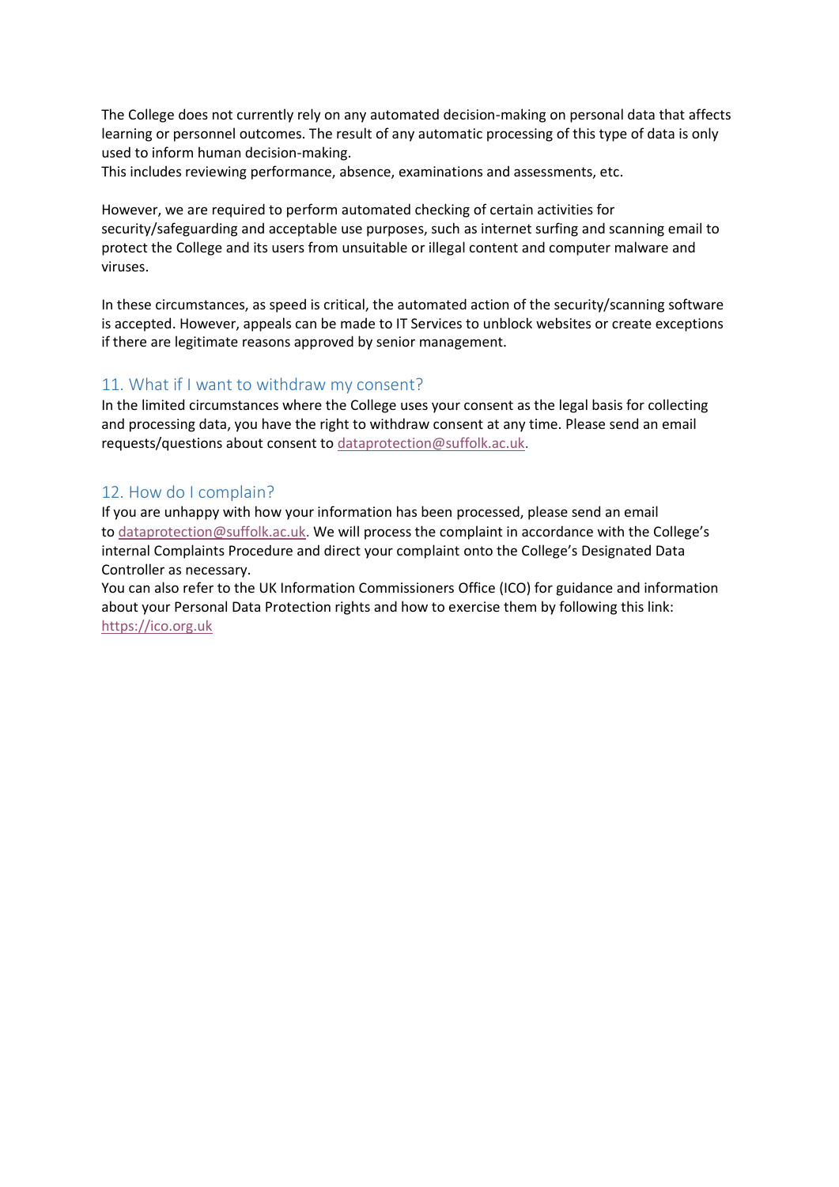The College does not currently rely on any automated decision-making on personal data that affects learning or personnel outcomes. The result of any automatic processing of this type of data is only used to inform human decision-making.
This includes reviewing performance, absence, examinations and assessments, etc.

However, we are required to perform automated checking of certain activities for security/safeguarding and acceptable use purposes, such as internet surfing and scanning email to protect the College and its users from unsuitable or illegal content and computer malware and viruses.

In these circumstances, as speed is critical, the automated action of the security/scanning software is accepted. However, appeals can be made to IT Services to unblock websites or create exceptions if there are legitimate reasons approved by senior management.

## 11. What if I want to withdraw my consent?

In the limited circumstances where the College uses your consent as the legal basis for collecting and processing data, you have the right to withdraw consent at any time. Please send an email requests/questions about consent to [dataprotection@suffolk.ac.uk](mailto:dataprotection@suffolk.ac.uk).

## 12. How do I complain?

If you are unhappy with how your information has been processed, please send an email to [dataprotection@suffolk.ac.uk](mailto:dataprotection@suffolk.ac.uk). We will process the complaint in accordance with the College's internal Complaints Procedure and direct your complaint onto the College's Designated Data Controller as necessary.
You can also refer to the UK Information Commissioners Office (ICO) for guidance and information about your Personal Data Protection rights and how to exercise them by following this link: [https://ico.org.uk](https://ico.org.uk)